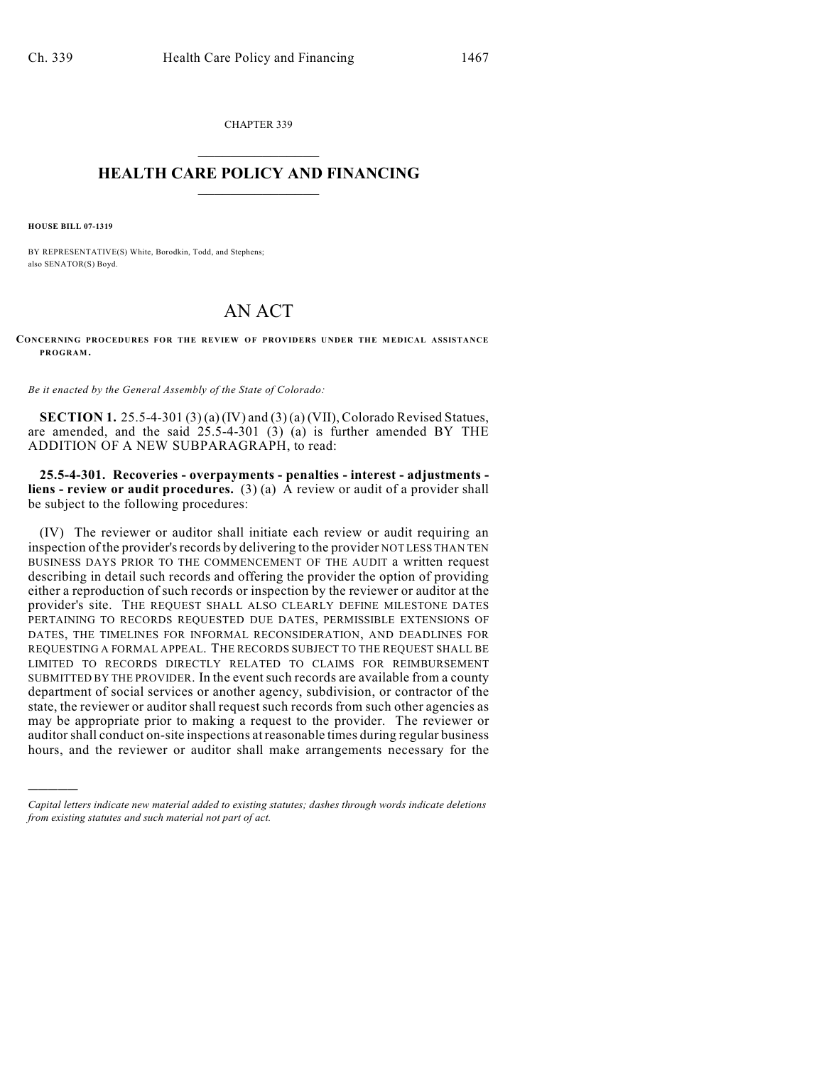CHAPTER 339

# HEALTH CARE POLICY AND FINANCING

**HOUSE BILL 07-1319**

BY REPRESENTATIVE(S) White, Borodkin, Todd, and Stephens;
also SENATOR(S) Boyd.

# AN ACT

**CONCERNING PROCEDURES FOR THE REVIEW OF PROVIDERS UNDER THE MEDICAL ASSISTANCE PROGRAM.**

*Be it enacted by the General Assembly of the State of Colorado:*

**SECTION 1.** 25.5-4-301 (3) (a) (IV) and (3) (a) (VII), Colorado Revised Statues, are amended, and the said 25.5-4-301 (3) (a) is further amended BY THE ADDITION OF A NEW SUBPARAGRAPH, to read:

**25.5-4-301. Recoveries - overpayments - penalties - interest - adjustments - liens - review or audit procedures.** (3) (a) A review or audit of a provider shall be subject to the following procedures:

(IV) The reviewer or auditor shall initiate each review or audit requiring an inspection of the provider's records by delivering to the provider NOT LESS THAN TEN BUSINESS DAYS PRIOR TO THE COMMENCEMENT OF THE AUDIT a written request describing in detail such records and offering the provider the option of providing either a reproduction of such records or inspection by the reviewer or auditor at the provider's site. THE REQUEST SHALL ALSO CLEARLY DEFINE MILESTONE DATES PERTAINING TO RECORDS REQUESTED DUE DATES, PERMISSIBLE EXTENSIONS OF DATES, THE TIMELINES FOR INFORMAL RECONSIDERATION, AND DEADLINES FOR REQUESTING A FORMAL APPEAL. THE RECORDS SUBJECT TO THE REQUEST SHALL BE LIMITED TO RECORDS DIRECTLY RELATED TO CLAIMS FOR REIMBURSEMENT SUBMITTED BY THE PROVIDER. In the event such records are available from a county department of social services or another agency, subdivision, or contractor of the state, the reviewer or auditor shall request such records from such other agencies as may be appropriate prior to making a request to the provider. The reviewer or auditor shall conduct on-site inspections at reasonable times during regular business hours, and the reviewer or auditor shall make arrangements necessary for the

---

*Capital letters indicate new material added to existing statutes; dashes through words indicate deletions from existing statutes and such material not part of act.*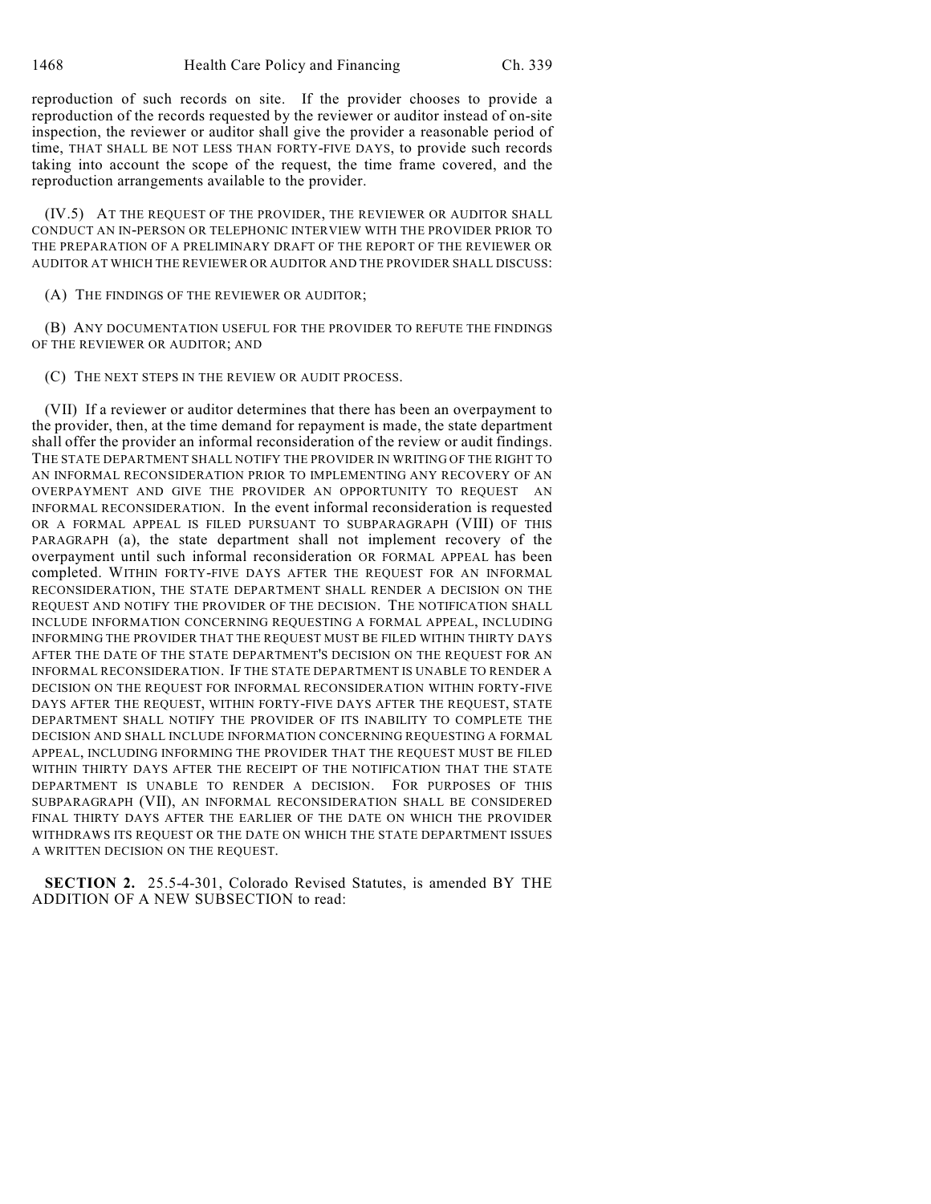reproduction of such records on site. If the provider chooses to provide a reproduction of the records requested by the reviewer or auditor instead of on-site inspection, the reviewer or auditor shall give the provider a reasonable period of time, THAT SHALL BE NOT LESS THAN FORTY-FIVE DAYS, to provide such records taking into account the scope of the request, the time frame covered, and the reproduction arrangements available to the provider.

(IV.5) AT THE REQUEST OF THE PROVIDER, THE REVIEWER OR AUDITOR SHALL CONDUCT AN IN-PERSON OR TELEPHONIC INTERVIEW WITH THE PROVIDER PRIOR TO THE PREPARATION OF A PRELIMINARY DRAFT OF THE REPORT OF THE REVIEWER OR AUDITOR AT WHICH THE REVIEWER OR AUDITOR AND THE PROVIDER SHALL DISCUSS:

(A) THE FINDINGS OF THE REVIEWER OR AUDITOR;

(B) ANY DOCUMENTATION USEFUL FOR THE PROVIDER TO REFUTE THE FINDINGS OF THE REVIEWER OR AUDITOR; AND

(C) THE NEXT STEPS IN THE REVIEW OR AUDIT PROCESS.

(VII) If a reviewer or auditor determines that there has been an overpayment to the provider, then, at the time demand for repayment is made, the state department shall offer the provider an informal reconsideration of the review or audit findings. THE STATE DEPARTMENT SHALL NOTIFY THE PROVIDER IN WRITING OF THE RIGHT TO AN INFORMAL RECONSIDERATION PRIOR TO IMPLEMENTING ANY RECOVERY OF AN OVERPAYMENT AND GIVE THE PROVIDER AN OPPORTUNITY TO REQUEST AN INFORMAL RECONSIDERATION. In the event informal reconsideration is requested OR A FORMAL APPEAL IS FILED PURSUANT TO SUBPARAGRAPH (VIII) OF THIS PARAGRAPH (a), the state department shall not implement recovery of the overpayment until such informal reconsideration OR FORMAL APPEAL has been completed. WITHIN FORTY-FIVE DAYS AFTER THE REQUEST FOR AN INFORMAL RECONSIDERATION, THE STATE DEPARTMENT SHALL RENDER A DECISION ON THE REQUEST AND NOTIFY THE PROVIDER OF THE DECISION. THE NOTIFICATION SHALL INCLUDE INFORMATION CONCERNING REQUESTING A FORMAL APPEAL, INCLUDING INFORMING THE PROVIDER THAT THE REQUEST MUST BE FILED WITHIN THIRTY DAYS AFTER THE DATE OF THE STATE DEPARTMENT'S DECISION ON THE REQUEST FOR AN INFORMAL RECONSIDERATION. IF THE STATE DEPARTMENT IS UNABLE TO RENDER A DECISION ON THE REQUEST FOR INFORMAL RECONSIDERATION WITHIN FORTY-FIVE DAYS AFTER THE REQUEST, WITHIN FORTY-FIVE DAYS AFTER THE REQUEST, STATE DEPARTMENT SHALL NOTIFY THE PROVIDER OF ITS INABILITY TO COMPLETE THE DECISION AND SHALL INCLUDE INFORMATION CONCERNING REQUESTING A FORMAL APPEAL, INCLUDING INFORMING THE PROVIDER THAT THE REQUEST MUST BE FILED WITHIN THIRTY DAYS AFTER THE RECEIPT OF THE NOTIFICATION THAT THE STATE DEPARTMENT IS UNABLE TO RENDER A DECISION. FOR PURPOSES OF THIS SUBPARAGRAPH (VII), AN INFORMAL RECONSIDERATION SHALL BE CONSIDERED FINAL THIRTY DAYS AFTER THE EARLIER OF THE DATE ON WHICH THE PROVIDER WITHDRAWS ITS REQUEST OR THE DATE ON WHICH THE STATE DEPARTMENT ISSUES A WRITTEN DECISION ON THE REQUEST.

**SECTION 2.** 25.5-4-301, Colorado Revised Statutes, is amended BY THE ADDITION OF A NEW SUBSECTION to read: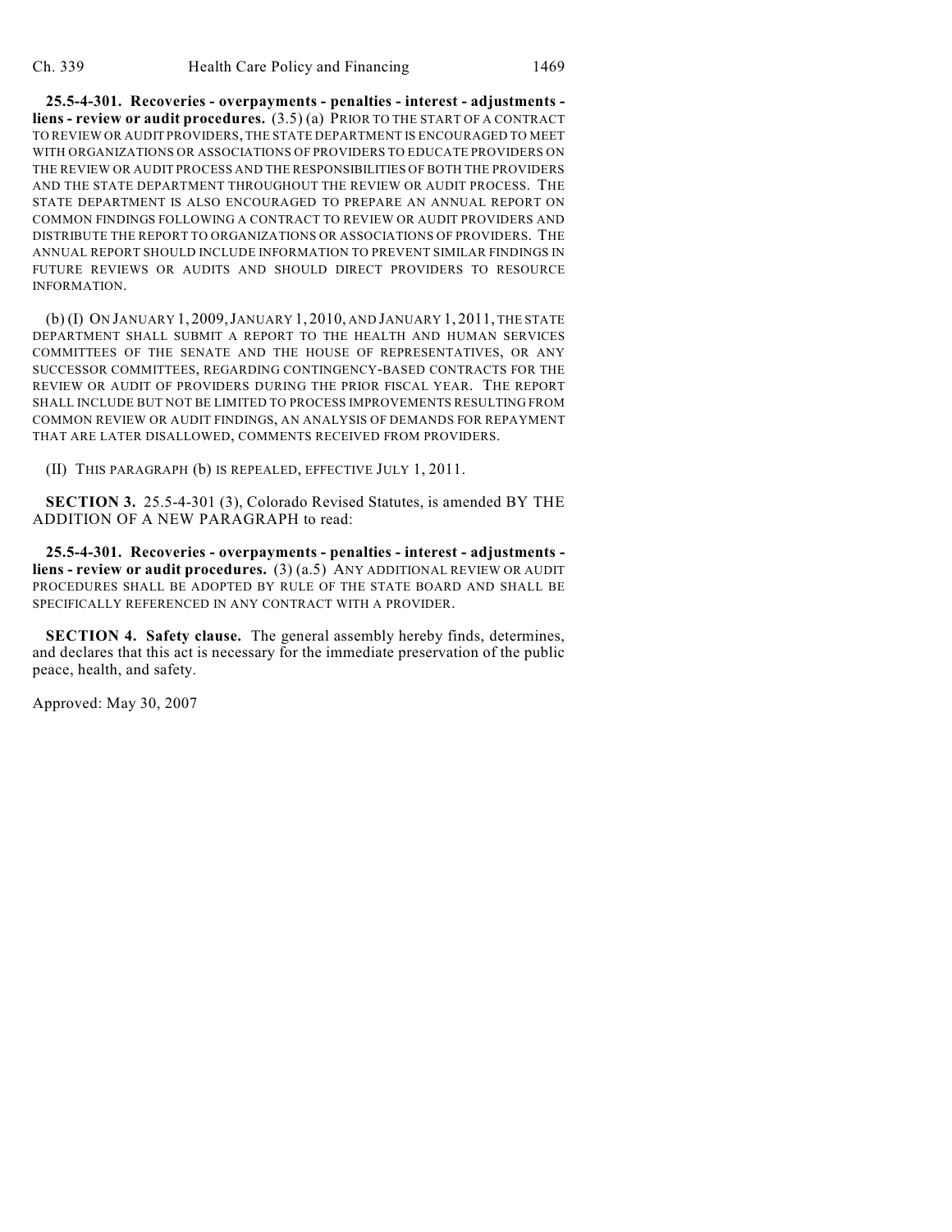**25.5-4-301. Recoveries - overpayments - penalties - interest - adjustments - liens - review or audit procedures.** (3.5) (a) PRIOR TO THE START OF A CONTRACT TO REVIEW OR AUDIT PROVIDERS, THE STATE DEPARTMENT IS ENCOURAGED TO MEET WITH ORGANIZATIONS OR ASSOCIATIONS OF PROVIDERS TO EDUCATE PROVIDERS ON THE REVIEW OR AUDIT PROCESS AND THE RESPONSIBILITIES OF BOTH THE PROVIDERS AND THE STATE DEPARTMENT THROUGHOUT THE REVIEW OR AUDIT PROCESS. THE STATE DEPARTMENT IS ALSO ENCOURAGED TO PREPARE AN ANNUAL REPORT ON COMMON FINDINGS FOLLOWING A CONTRACT TO REVIEW OR AUDIT PROVIDERS AND DISTRIBUTE THE REPORT TO ORGANIZATIONS OR ASSOCIATIONS OF PROVIDERS. THE ANNUAL REPORT SHOULD INCLUDE INFORMATION TO PREVENT SIMILAR FINDINGS IN FUTURE REVIEWS OR AUDITS AND SHOULD DIRECT PROVIDERS TO RESOURCE INFORMATION.

(b) (I) ON JANUARY 1, 2009, JANUARY 1, 2010, AND JANUARY 1, 2011, THE STATE DEPARTMENT SHALL SUBMIT A REPORT TO THE HEALTH AND HUMAN SERVICES COMMITTEES OF THE SENATE AND THE HOUSE OF REPRESENTATIVES, OR ANY SUCCESSOR COMMITTEES, REGARDING CONTINGENCY-BASED CONTRACTS FOR THE REVIEW OR AUDIT OF PROVIDERS DURING THE PRIOR FISCAL YEAR. THE REPORT SHALL INCLUDE BUT NOT BE LIMITED TO PROCESS IMPROVEMENTS RESULTING FROM COMMON REVIEW OR AUDIT FINDINGS, AN ANALYSIS OF DEMANDS FOR REPAYMENT THAT ARE LATER DISALLOWED, COMMENTS RECEIVED FROM PROVIDERS.

(II) THIS PARAGRAPH (b) IS REPEALED, EFFECTIVE JULY 1, 2011.

**SECTION 3.** 25.5-4-301 (3), Colorado Revised Statutes, is amended BY THE ADDITION OF A NEW PARAGRAPH to read:

**25.5-4-301. Recoveries - overpayments - penalties - interest - adjustments - liens - review or audit procedures.** (3) (a.5) ANY ADDITIONAL REVIEW OR AUDIT PROCEDURES SHALL BE ADOPTED BY RULE OF THE STATE BOARD AND SHALL BE SPECIFICALLY REFERENCED IN ANY CONTRACT WITH A PROVIDER.

**SECTION 4. Safety clause.** The general assembly hereby finds, determines, and declares that this act is necessary for the immediate preservation of the public peace, health, and safety.

Approved: May 30, 2007